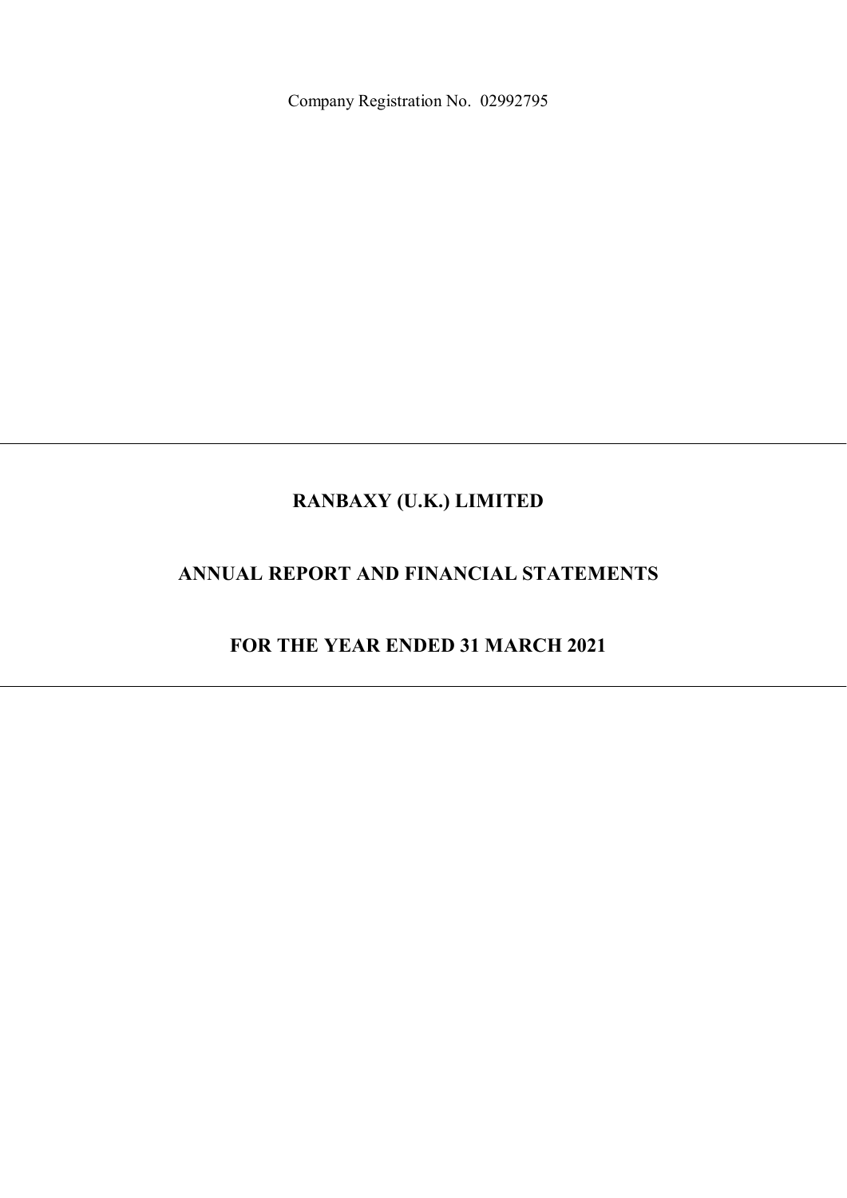Company Registration No. 02992795

---

# RANBAXY (U.K.) LIMITED

## ANNUAL REPORT AND FINANCIAL STATEMENTS

## FOR THE YEAR ENDED 31 MARCH 2021

---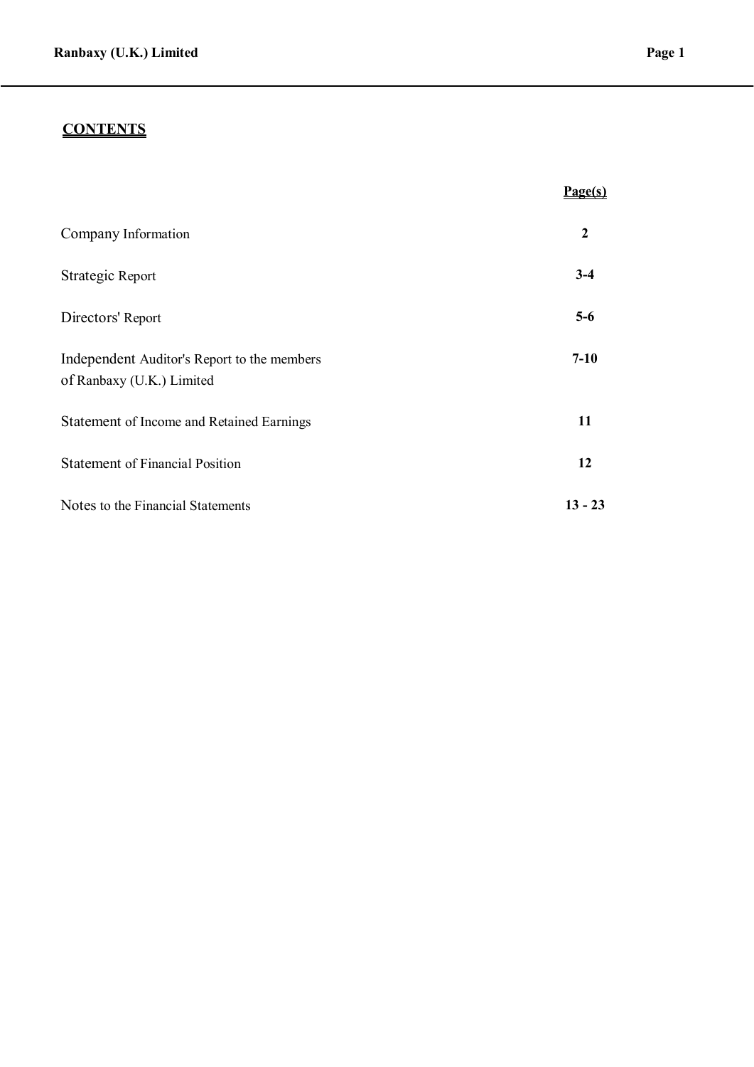## CONTENTS

| | Page(s) |
|---|---|
| Company Information | 2 |
| Strategic Report | 3-4 |
| Directors' Report | 5-6 |
| Independent Auditor's Report to the members of Ranbaxy (U.K.) Limited | 7-10 |
| Statement of Income and Retained Earnings | 11 |
| Statement of Financial Position | 12 |
| Notes to the Financial Statements | 13 - 23 |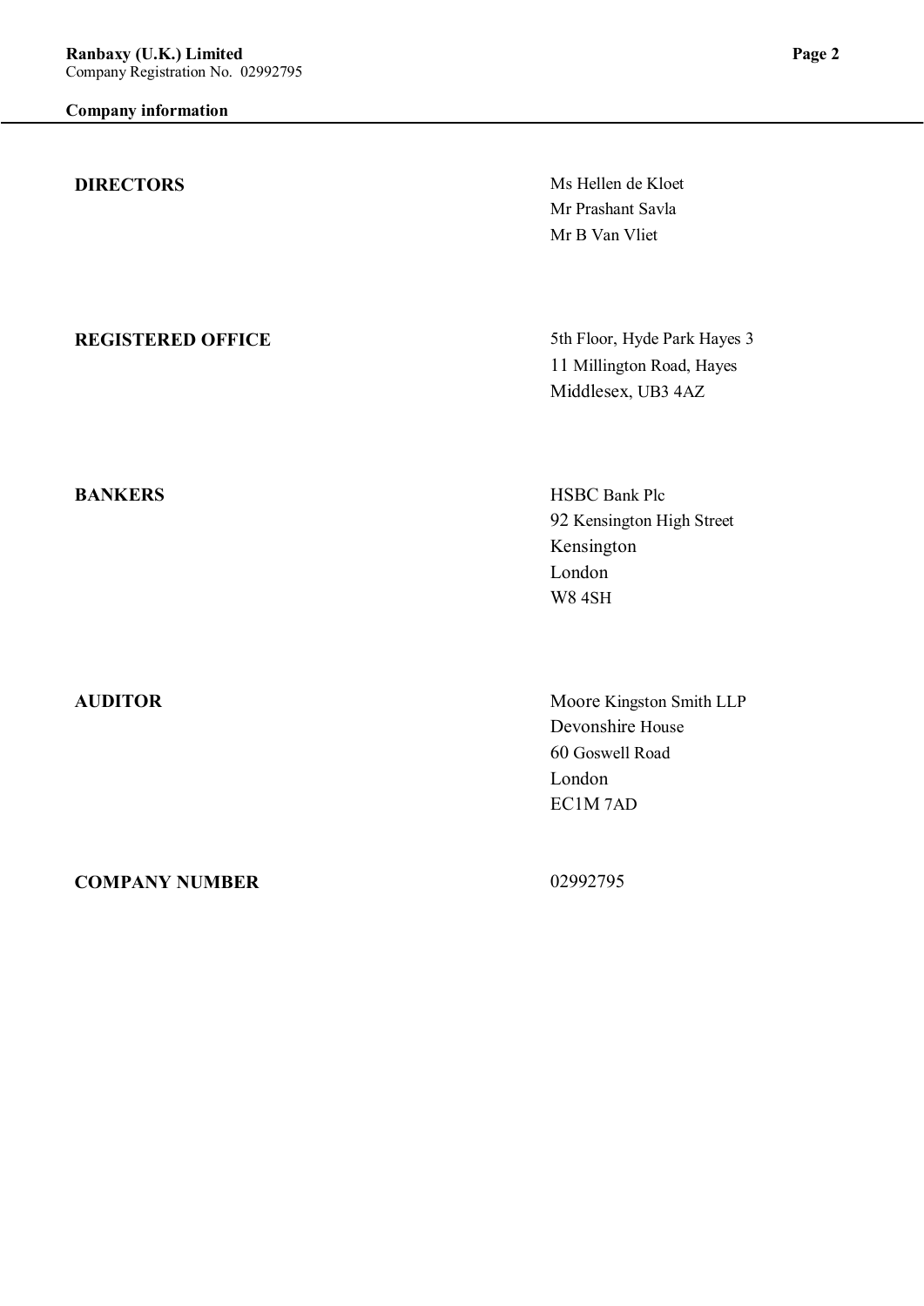## Company information

**DIRECTORS**

Ms Hellen de Kloet
Mr Prashant Savla
Mr B Van Vliet

**REGISTERED OFFICE**

5th Floor, Hyde Park Hayes 3
11 Millington Road, Hayes
Middlesex, UB3 4AZ

**BANKERS**

HSBC Bank Plc
92 Kensington High Street
Kensington
London
W8 4SH

**AUDITOR**

Moore Kingston Smith LLP
Devonshire House
60 Goswell Road
London
EC1M 7AD

**COMPANY NUMBER**

02992795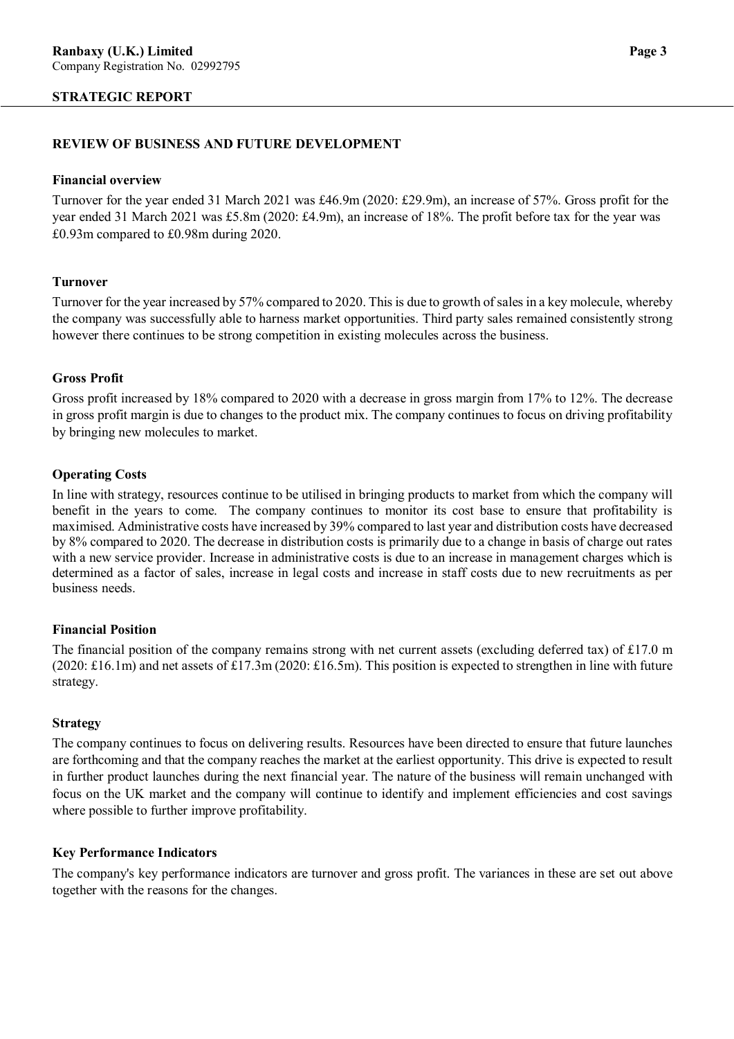## STRATEGIC REPORT

### REVIEW OF BUSINESS AND FUTURE DEVELOPMENT

**Financial overview**

Turnover for the year ended 31 March 2021 was £46.9m (2020: £29.9m), an increase of 57%. Gross profit for the year ended 31 March 2021 was £5.8m (2020: £4.9m), an increase of 18%. The profit before tax for the year was £0.93m compared to £0.98m during 2020.

**Turnover**

Turnover for the year increased by 57% compared to 2020. This is due to growth of sales in a key molecule, whereby the company was successfully able to harness market opportunities. Third party sales remained consistently strong however there continues to be strong competition in existing molecules across the business.

**Gross Profit**

Gross profit increased by 18% compared to 2020 with a decrease in gross margin from 17% to 12%. The decrease in gross profit margin is due to changes to the product mix. The company continues to focus on driving profitability by bringing new molecules to market.

**Operating Costs**

In line with strategy, resources continue to be utilised in bringing products to market from which the company will benefit in the years to come. The company continues to monitor its cost base to ensure that profitability is maximised. Administrative costs have increased by 39% compared to last year and distribution costs have decreased by 8% compared to 2020. The decrease in distribution costs is primarily due to a change in basis of charge out rates with a new service provider. Increase in administrative costs is due to an increase in management charges which is determined as a factor of sales, increase in legal costs and increase in staff costs due to new recruitments as per business needs.

**Financial Position**

The financial position of the company remains strong with net current assets (excluding deferred tax) of £17.0 m (2020: £16.1m) and net assets of £17.3m (2020: £16.5m). This position is expected to strengthen in line with future strategy.

**Strategy**

The company continues to focus on delivering results. Resources have been directed to ensure that future launches are forthcoming and that the company reaches the market at the earliest opportunity. This drive is expected to result in further product launches during the next financial year. The nature of the business will remain unchanged with focus on the UK market and the company will continue to identify and implement efficiencies and cost savings where possible to further improve profitability.

**Key Performance Indicators**

The company's key performance indicators are turnover and gross profit. The variances in these are set out above together with the reasons for the changes.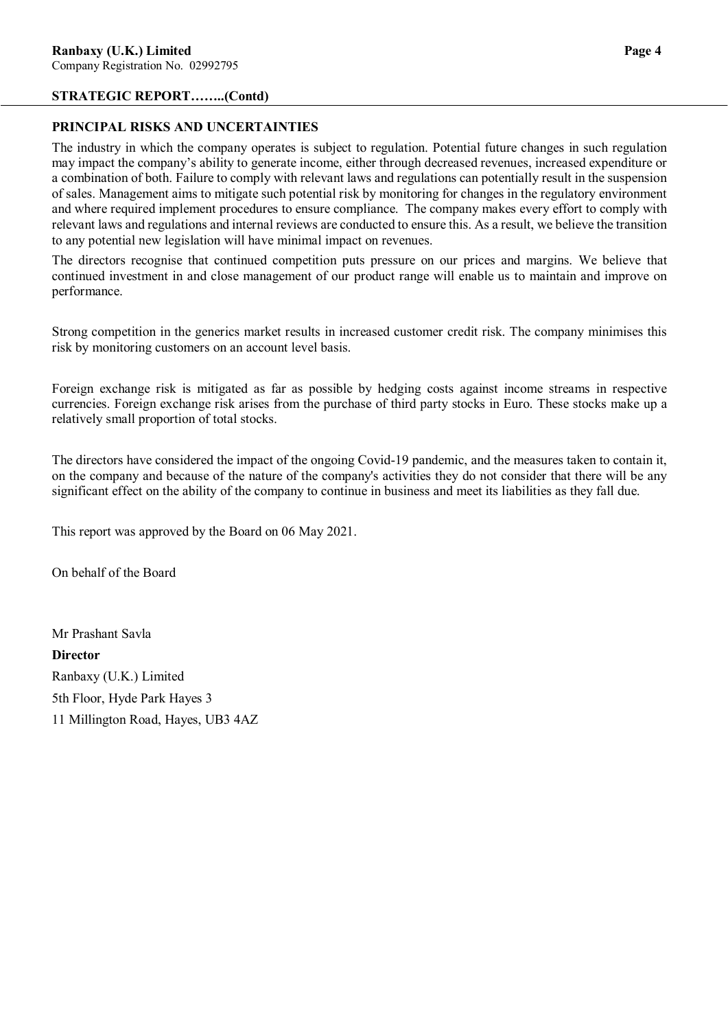## STRATEGIC REPORT……..(Contd)

### PRINCIPAL RISKS AND UNCERTAINTIES

The industry in which the company operates is subject to regulation. Potential future changes in such regulation may impact the company's ability to generate income, either through decreased revenues, increased expenditure or a combination of both. Failure to comply with relevant laws and regulations can potentially result in the suspension of sales. Management aims to mitigate such potential risk by monitoring for changes in the regulatory environment and where required implement procedures to ensure compliance. The company makes every effort to comply with relevant laws and regulations and internal reviews are conducted to ensure this. As a result, we believe the transition to any potential new legislation will have minimal impact on revenues.

The directors recognise that continued competition puts pressure on our prices and margins. We believe that continued investment in and close management of our product range will enable us to maintain and improve on performance.

Strong competition in the generics market results in increased customer credit risk. The company minimises this risk by monitoring customers on an account level basis.

Foreign exchange risk is mitigated as far as possible by hedging costs against income streams in respective currencies. Foreign exchange risk arises from the purchase of third party stocks in Euro. These stocks make up a relatively small proportion of total stocks.

The directors have considered the impact of the ongoing Covid-19 pandemic, and the measures taken to contain it, on the company and because of the nature of the company's activities they do not consider that there will be any significant effect on the ability of the company to continue in business and meet its liabilities as they fall due.

This report was approved by the Board on 06 May 2021.

On behalf of the Board

Mr Prashant Savla

**Director**

Ranbaxy (U.K.) Limited

5th Floor, Hyde Park Hayes 3

11 Millington Road, Hayes, UB3 4AZ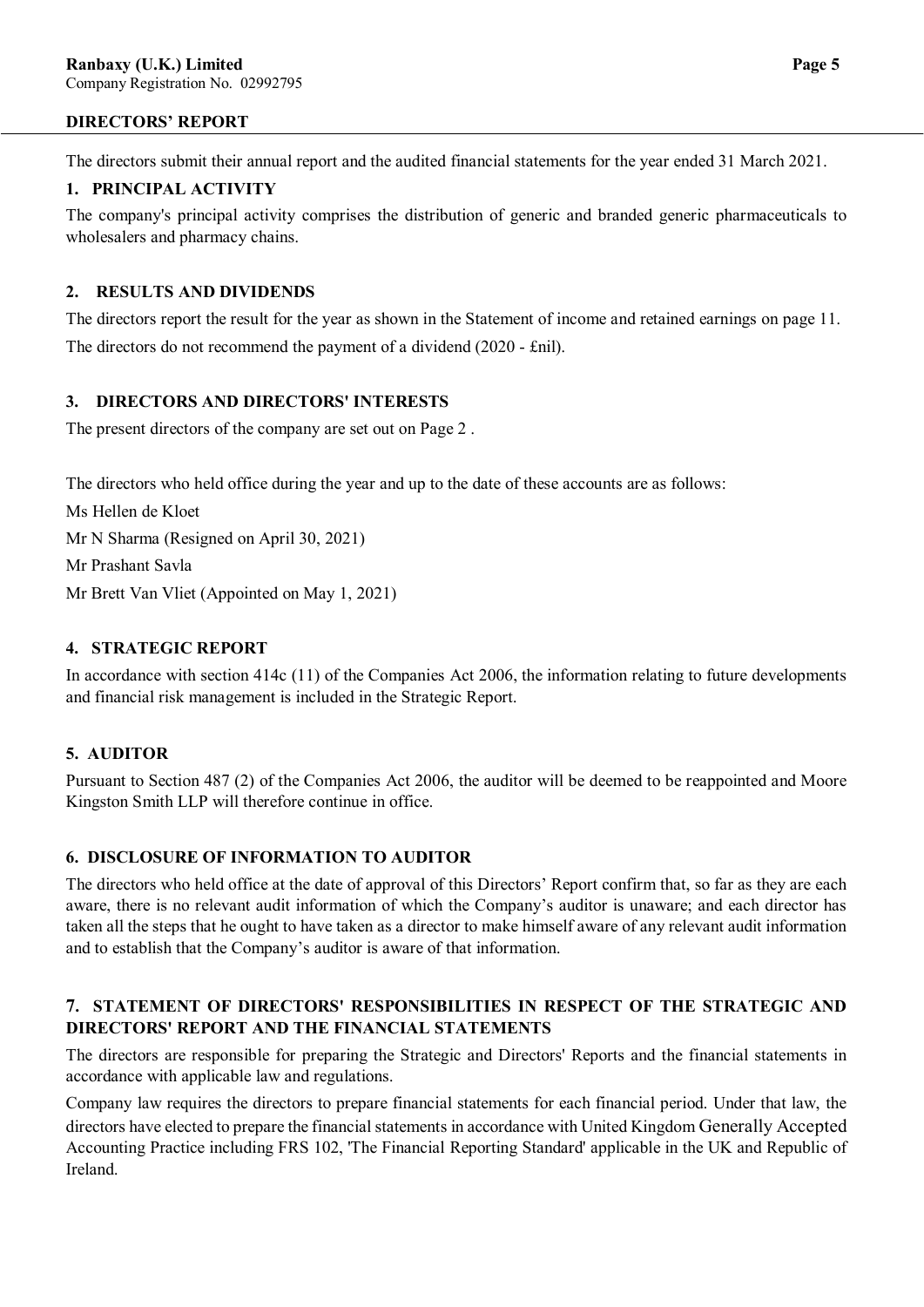## DIRECTORS' REPORT

The directors submit their annual report and the audited financial statements for the year ended 31 March 2021.

### 1. PRINCIPAL ACTIVITY

The company's principal activity comprises the distribution of generic and branded generic pharmaceuticals to wholesalers and pharmacy chains.

### 2. RESULTS AND DIVIDENDS

The directors report the result for the year as shown in the Statement of income and retained earnings on page 11.

The directors do not recommend the payment of a dividend (2020 - £nil).

### 3. DIRECTORS AND DIRECTORS' INTERESTS

The present directors of the company are set out on Page 2 .

The directors who held office during the year and up to the date of these accounts are as follows:

Ms Hellen de Kloet

Mr N Sharma (Resigned on April 30, 2021)

Mr Prashant Savla

Mr Brett Van Vliet (Appointed on May 1, 2021)

### 4. STRATEGIC REPORT

In accordance with section 414c (11) of the Companies Act 2006, the information relating to future developments and financial risk management is included in the Strategic Report.

### 5. AUDITOR

Pursuant to Section 487 (2) of the Companies Act 2006, the auditor will be deemed to be reappointed and Moore Kingston Smith LLP will therefore continue in office.

### 6. DISCLOSURE OF INFORMATION TO AUDITOR

The directors who held office at the date of approval of this Directors' Report confirm that, so far as they are each aware, there is no relevant audit information of which the Company's auditor is unaware; and each director has taken all the steps that he ought to have taken as a director to make himself aware of any relevant audit information and to establish that the Company's auditor is aware of that information.

### 7. STATEMENT OF DIRECTORS' RESPONSIBILITIES IN RESPECT OF THE STRATEGIC AND DIRECTORS' REPORT AND THE FINANCIAL STATEMENTS

The directors are responsible for preparing the Strategic and Directors' Reports and the financial statements in accordance with applicable law and regulations.

Company law requires the directors to prepare financial statements for each financial period. Under that law, the directors have elected to prepare the financial statements in accordance with United Kingdom Generally Accepted Accounting Practice including FRS 102, 'The Financial Reporting Standard' applicable in the UK and Republic of Ireland.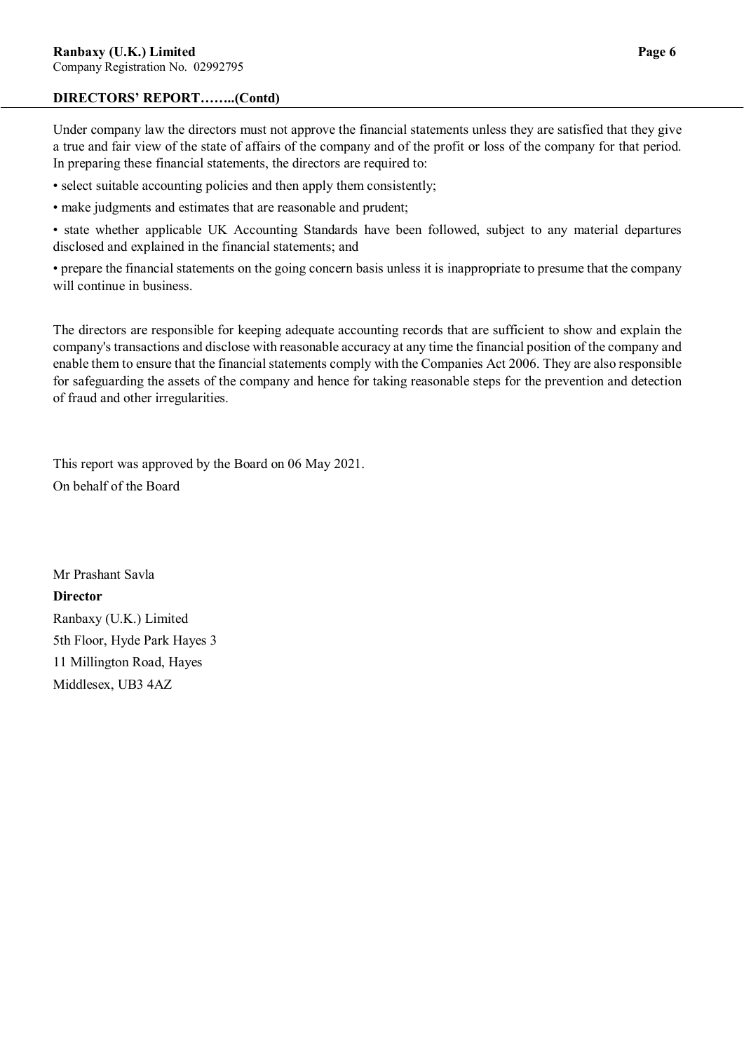## DIRECTORS' REPORT……..(Contd)

Under company law the directors must not approve the financial statements unless they are satisfied that they give a true and fair view of the state of affairs of the company and of the profit or loss of the company for that period. In preparing these financial statements, the directors are required to:

- select suitable accounting policies and then apply them consistently;
- make judgments and estimates that are reasonable and prudent;
- state whether applicable UK Accounting Standards have been followed, subject to any material departures disclosed and explained in the financial statements; and
- prepare the financial statements on the going concern basis unless it is inappropriate to presume that the company will continue in business.

The directors are responsible for keeping adequate accounting records that are sufficient to show and explain the company's transactions and disclose with reasonable accuracy at any time the financial position of the company and enable them to ensure that the financial statements comply with the Companies Act 2006. They are also responsible for safeguarding the assets of the company and hence for taking reasonable steps for the prevention and detection of fraud and other irregularities.

This report was approved by the Board on 06 May 2021.

On behalf of the Board

Mr Prashant Savla

**Director**

Ranbaxy (U.K.) Limited

5th Floor, Hyde Park Hayes 3

11 Millington Road, Hayes

Middlesex, UB3 4AZ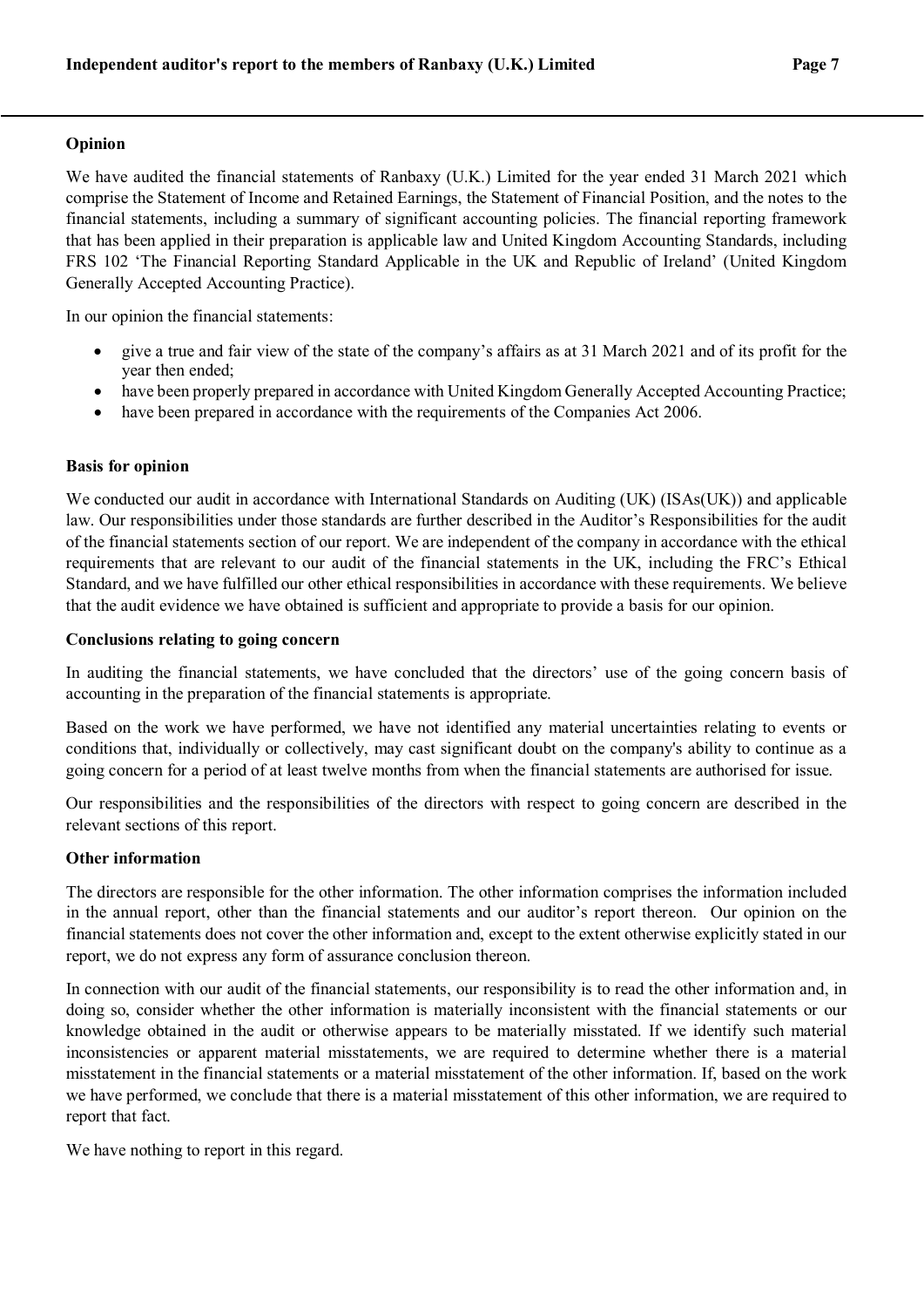### Opinion

We have audited the financial statements of Ranbaxy (U.K.) Limited for the year ended 31 March 2021 which comprise the Statement of Income and Retained Earnings, the Statement of Financial Position, and the notes to the financial statements, including a summary of significant accounting policies. The financial reporting framework that has been applied in their preparation is applicable law and United Kingdom Accounting Standards, including FRS 102 'The Financial Reporting Standard Applicable in the UK and Republic of Ireland' (United Kingdom Generally Accepted Accounting Practice).

In our opinion the financial statements:

- give a true and fair view of the state of the company's affairs as at 31 March 2021 and of its profit for the year then ended;
- have been properly prepared in accordance with United Kingdom Generally Accepted Accounting Practice;
- have been prepared in accordance with the requirements of the Companies Act 2006.

### Basis for opinion

We conducted our audit in accordance with International Standards on Auditing (UK) (ISAs(UK)) and applicable law. Our responsibilities under those standards are further described in the Auditor's Responsibilities for the audit of the financial statements section of our report. We are independent of the company in accordance with the ethical requirements that are relevant to our audit of the financial statements in the UK, including the FRC's Ethical Standard, and we have fulfilled our other ethical responsibilities in accordance with these requirements. We believe that the audit evidence we have obtained is sufficient and appropriate to provide a basis for our opinion.

### Conclusions relating to going concern

In auditing the financial statements, we have concluded that the directors' use of the going concern basis of accounting in the preparation of the financial statements is appropriate.

Based on the work we have performed, we have not identified any material uncertainties relating to events or conditions that, individually or collectively, may cast significant doubt on the company's ability to continue as a going concern for a period of at least twelve months from when the financial statements are authorised for issue.

Our responsibilities and the responsibilities of the directors with respect to going concern are described in the relevant sections of this report.

### Other information

The directors are responsible for the other information. The other information comprises the information included in the annual report, other than the financial statements and our auditor's report thereon. Our opinion on the financial statements does not cover the other information and, except to the extent otherwise explicitly stated in our report, we do not express any form of assurance conclusion thereon.

In connection with our audit of the financial statements, our responsibility is to read the other information and, in doing so, consider whether the other information is materially inconsistent with the financial statements or our knowledge obtained in the audit or otherwise appears to be materially misstated. If we identify such material inconsistencies or apparent material misstatements, we are required to determine whether there is a material misstatement in the financial statements or a material misstatement of the other information. If, based on the work we have performed, we conclude that there is a material misstatement of this other information, we are required to report that fact.

We have nothing to report in this regard.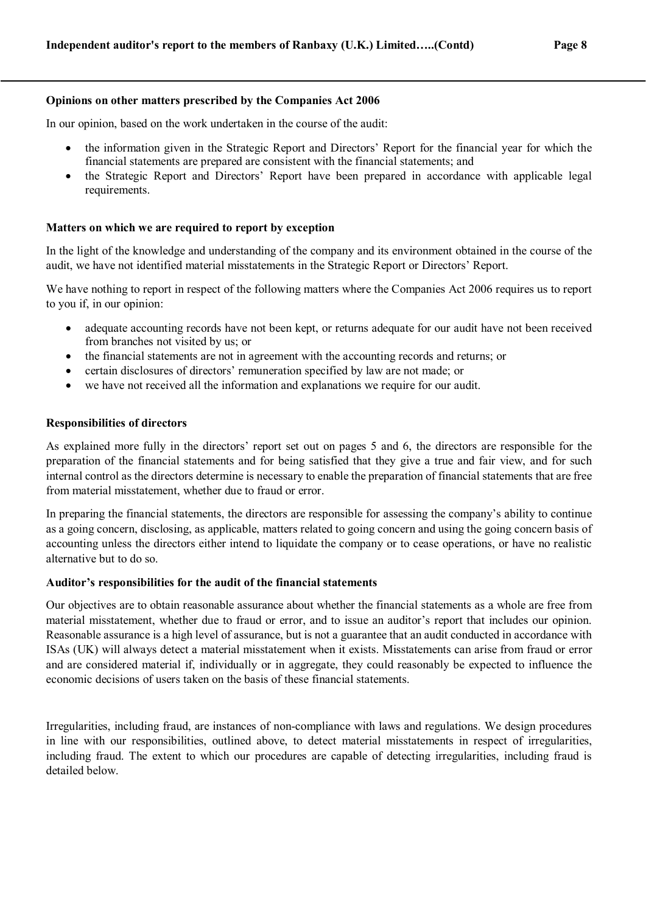### Opinions on other matters prescribed by the Companies Act 2006

In our opinion, based on the work undertaken in the course of the audit:

- the information given in the Strategic Report and Directors' Report for the financial year for which the financial statements are prepared are consistent with the financial statements; and
- the Strategic Report and Directors' Report have been prepared in accordance with applicable legal requirements.

### Matters on which we are required to report by exception

In the light of the knowledge and understanding of the company and its environment obtained in the course of the audit, we have not identified material misstatements in the Strategic Report or Directors' Report.

We have nothing to report in respect of the following matters where the Companies Act 2006 requires us to report to you if, in our opinion:

- adequate accounting records have not been kept, or returns adequate for our audit have not been received from branches not visited by us; or
- the financial statements are not in agreement with the accounting records and returns; or
- certain disclosures of directors' remuneration specified by law are not made; or
- we have not received all the information and explanations we require for our audit.

### Responsibilities of directors

As explained more fully in the directors' report set out on pages 5 and 6, the directors are responsible for the preparation of the financial statements and for being satisfied that they give a true and fair view, and for such internal control as the directors determine is necessary to enable the preparation of financial statements that are free from material misstatement, whether due to fraud or error.

In preparing the financial statements, the directors are responsible for assessing the company's ability to continue as a going concern, disclosing, as applicable, matters related to going concern and using the going concern basis of accounting unless the directors either intend to liquidate the company or to cease operations, or have no realistic alternative but to do so.

### Auditor's responsibilities for the audit of the financial statements

Our objectives are to obtain reasonable assurance about whether the financial statements as a whole are free from material misstatement, whether due to fraud or error, and to issue an auditor's report that includes our opinion. Reasonable assurance is a high level of assurance, but is not a guarantee that an audit conducted in accordance with ISAs (UK) will always detect a material misstatement when it exists. Misstatements can arise from fraud or error and are considered material if, individually or in aggregate, they could reasonably be expected to influence the economic decisions of users taken on the basis of these financial statements.

Irregularities, including fraud, are instances of non-compliance with laws and regulations. We design procedures in line with our responsibilities, outlined above, to detect material misstatements in respect of irregularities, including fraud. The extent to which our procedures are capable of detecting irregularities, including fraud is detailed below.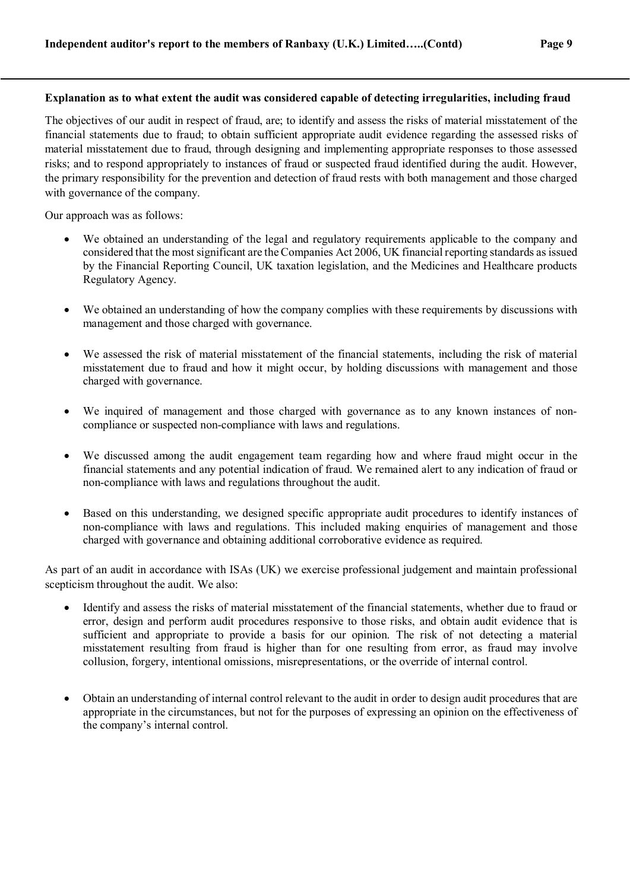**Explanation as to what extent the audit was considered capable of detecting irregularities, including fraud**

The objectives of our audit in respect of fraud, are; to identify and assess the risks of material misstatement of the financial statements due to fraud; to obtain sufficient appropriate audit evidence regarding the assessed risks of material misstatement due to fraud, through designing and implementing appropriate responses to those assessed risks; and to respond appropriately to instances of fraud or suspected fraud identified during the audit. However, the primary responsibility for the prevention and detection of fraud rests with both management and those charged with governance of the company.

Our approach was as follows:

- We obtained an understanding of the legal and regulatory requirements applicable to the company and considered that the most significant are the Companies Act 2006, UK financial reporting standards as issued by the Financial Reporting Council, UK taxation legislation, and the Medicines and Healthcare products Regulatory Agency.
- We obtained an understanding of how the company complies with these requirements by discussions with management and those charged with governance.
- We assessed the risk of material misstatement of the financial statements, including the risk of material misstatement due to fraud and how it might occur, by holding discussions with management and those charged with governance.
- We inquired of management and those charged with governance as to any known instances of non-compliance or suspected non-compliance with laws and regulations.
- We discussed among the audit engagement team regarding how and where fraud might occur in the financial statements and any potential indication of fraud. We remained alert to any indication of fraud or non-compliance with laws and regulations throughout the audit.
- Based on this understanding, we designed specific appropriate audit procedures to identify instances of non-compliance with laws and regulations. This included making enquiries of management and those charged with governance and obtaining additional corroborative evidence as required.

As part of an audit in accordance with ISAs (UK) we exercise professional judgement and maintain professional scepticism throughout the audit. We also:

- Identify and assess the risks of material misstatement of the financial statements, whether due to fraud or error, design and perform audit procedures responsive to those risks, and obtain audit evidence that is sufficient and appropriate to provide a basis for our opinion. The risk of not detecting a material misstatement resulting from fraud is higher than for one resulting from error, as fraud may involve collusion, forgery, intentional omissions, misrepresentations, or the override of internal control.
- Obtain an understanding of internal control relevant to the audit in order to design audit procedures that are appropriate in the circumstances, but not for the purposes of expressing an opinion on the effectiveness of the company's internal control.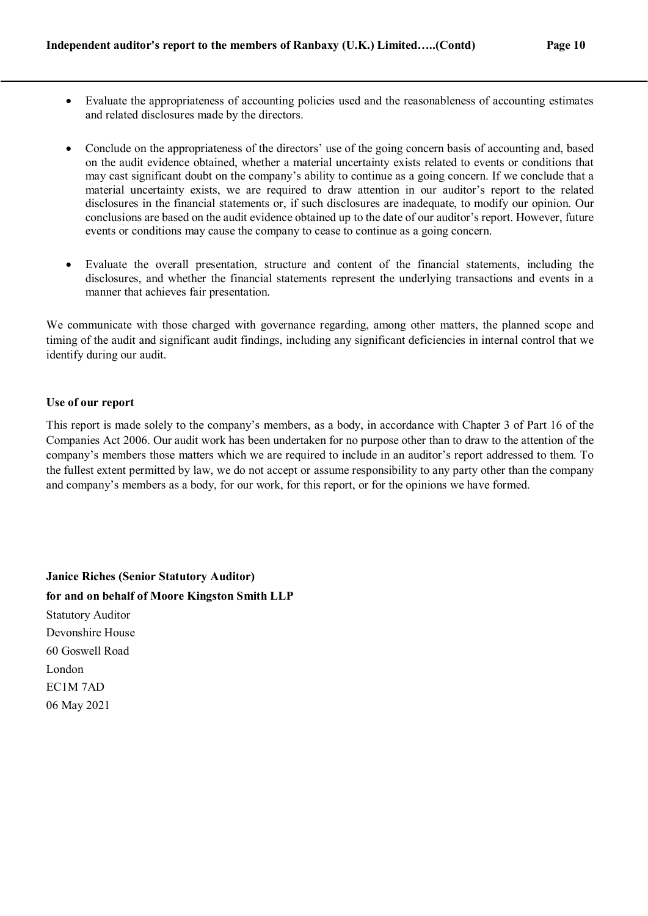- Evaluate the appropriateness of accounting policies used and the reasonableness of accounting estimates and related disclosures made by the directors.

- Conclude on the appropriateness of the directors' use of the going concern basis of accounting and, based on the audit evidence obtained, whether a material uncertainty exists related to events or conditions that may cast significant doubt on the company's ability to continue as a going concern. If we conclude that a material uncertainty exists, we are required to draw attention in our auditor's report to the related disclosures in the financial statements or, if such disclosures are inadequate, to modify our opinion. Our conclusions are based on the audit evidence obtained up to the date of our auditor's report. However, future events or conditions may cause the company to cease to continue as a going concern.

- Evaluate the overall presentation, structure and content of the financial statements, including the disclosures, and whether the financial statements represent the underlying transactions and events in a manner that achieves fair presentation.

We communicate with those charged with governance regarding, among other matters, the planned scope and timing of the audit and significant audit findings, including any significant deficiencies in internal control that we identify during our audit.

**Use of our report**

This report is made solely to the company's members, as a body, in accordance with Chapter 3 of Part 16 of the Companies Act 2006. Our audit work has been undertaken for no purpose other than to draw to the attention of the company's members those matters which we are required to include in an auditor's report addressed to them. To the fullest extent permitted by law, we do not accept or assume responsibility to any party other than the company and company's members as a body, for our work, for this report, or for the opinions we have formed.

**Janice Riches (Senior Statutory Auditor)**
**for and on behalf of Moore Kingston Smith LLP**
Statutory Auditor
Devonshire House
60 Goswell Road
London
EC1M 7AD
06 May 2021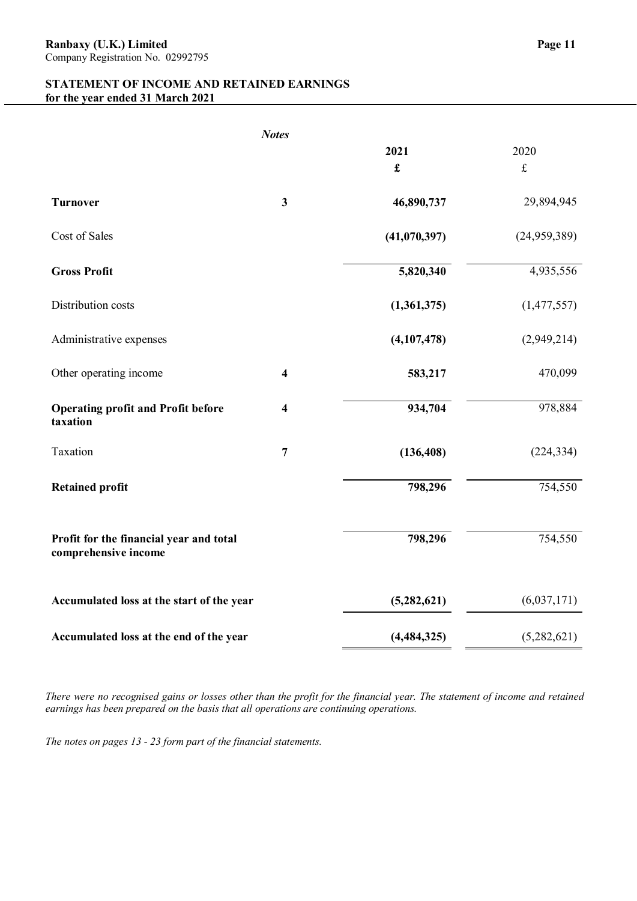**Ranbaxy (U.K.) Limited**
Company Registration No. 02992795

## STATEMENT OF INCOME AND RETAINED EARNINGS
**for the year ended 31 March 2021**

| | *Notes* | 2021 | 2020 |
|---|---|---|---|
| | | £ | £ |
| **Turnover** | 3 | **46,890,737** | 29,894,945 |
| Cost of Sales | | **(41,070,397)** | (24,959,389) |
| **Gross Profit** | | **5,820,340** | 4,935,556 |
| Distribution costs | | **(1,361,375)** | (1,477,557) |
| Administrative expenses | | **(4,107,478)** | (2,949,214) |
| Other operating income | 4 | **583,217** | 470,099 |
| **Operating profit and Profit before taxation** | 4 | **934,704** | 978,884 |
| Taxation | 7 | **(136,408)** | (224,334) |
| **Retained profit** | | **798,296** | 754,550 |
| **Profit for the financial year and total comprehensive income** | | **798,296** | 754,550 |
| **Accumulated loss at the start of the year** | | **(5,282,621)** | (6,037,171) |
| **Accumulated loss at the end of the year** | | **(4,484,325)** | (5,282,621) |

*There were no recognised gains or losses other than the profit for the financial year. The statement of income and retained earnings has been prepared on the basis that all operations are continuing operations.*

*The notes on pages 13 - 23 form part of the financial statements.*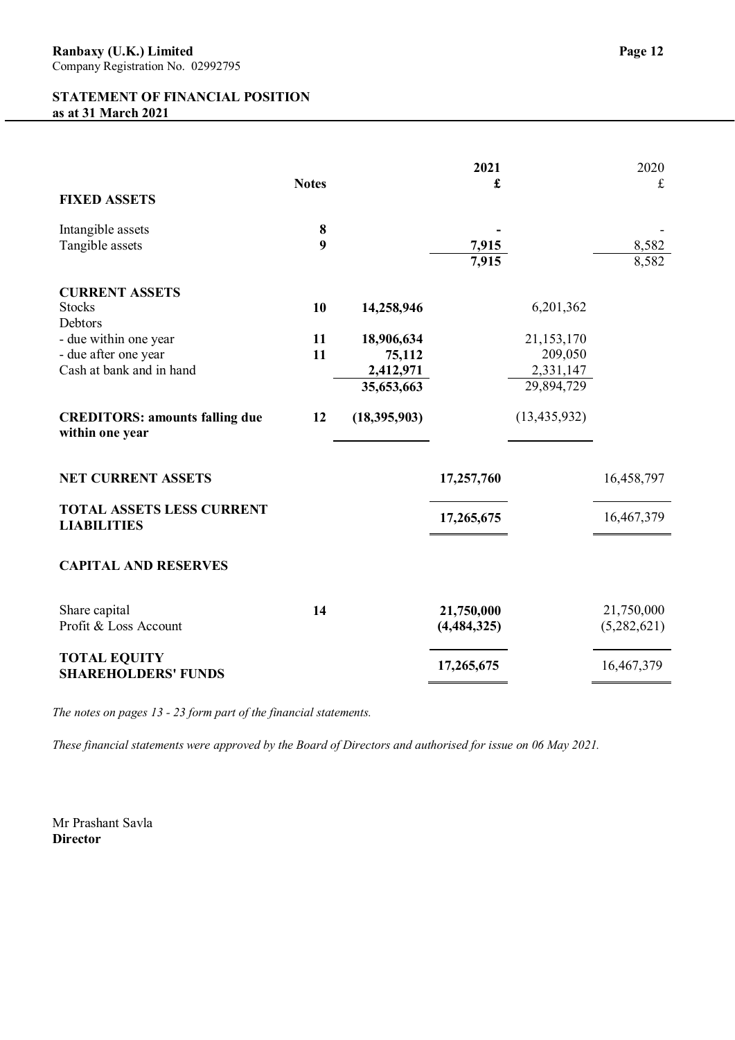**Ranbaxy (U.K.) Limited**
Company Registration No. 02992795

## STATEMENT OF FINANCIAL POSITION
**as at 31 March 2021**

| | Notes | | 2021 £ | | 2020 £ |
|---|---|---|---|---|---|
| **FIXED ASSETS** | | | | | |
| Intangible assets | **8** | | **-** | | - |
| Tangible assets | **9** | | **7,915** | | 8,582 |
| | | | **7,915** | | 8,582 |
| **CURRENT ASSETS** | | | | | |
| Stocks | **10** | **14,258,946** | | 6,201,362 | |
| Debtors | | | | | |
| - due within one year | **11** | **18,906,634** | | 21,153,170 | |
| - due after one year | **11** | **75,112** | | 209,050 | |
| Cash at bank and in hand | | **2,412,971** | | 2,331,147 | |
| | | **35,653,663** | | 29,894,729 | |
| **CREDITORS: amounts falling due within one year** | **12** | **(18,395,903)** | | (13,435,932) | |
| **NET CURRENT ASSETS** | | | **17,257,760** | | 16,458,797 |
| **TOTAL ASSETS LESS CURRENT LIABILITIES** | | | **17,265,675** | | 16,467,379 |
| **CAPITAL AND RESERVES** | | | | | |
| Share capital | **14** | | **21,750,000** | | 21,750,000 |
| Profit & Loss Account | | | **(4,484,325)** | | (5,282,621) |
| **TOTAL EQUITY SHAREHOLDERS' FUNDS** | | | **17,265,675** | | 16,467,379 |

*The notes on pages 13 - 23 form part of the financial statements.*

*These financial statements were approved by the Board of Directors and authorised for issue on 06 May 2021.*

Mr Prashant Savla
**Director**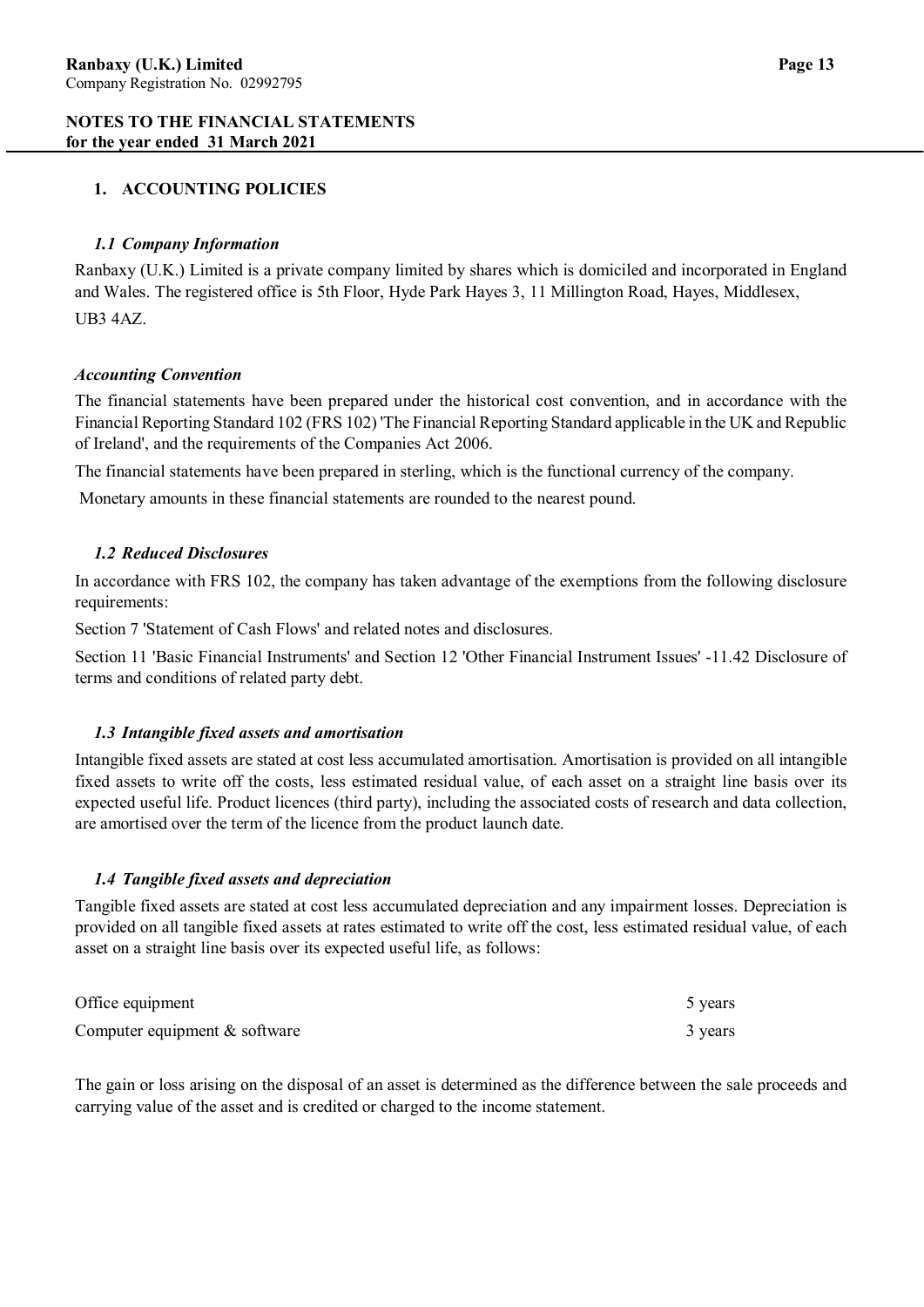**Ranbaxy (U.K.) Limited**
Company Registration No. 02992795

**NOTES TO THE FINANCIAL STATEMENTS**
**for the year ended 31 March 2021**

## 1. ACCOUNTING POLICIES

### *1.1 Company Information*

Ranbaxy (U.K.) Limited is a private company limited by shares which is domiciled and incorporated in England and Wales. The registered office is 5th Floor, Hyde Park Hayes 3, 11 Millington Road, Hayes, Middlesex, UB3 4AZ.

### *Accounting Convention*

The financial statements have been prepared under the historical cost convention, and in accordance with the Financial Reporting Standard 102 (FRS 102) 'The Financial Reporting Standard applicable in the UK and Republic of Ireland', and the requirements of the Companies Act 2006.

The financial statements have been prepared in sterling, which is the functional currency of the company.

Monetary amounts in these financial statements are rounded to the nearest pound.

### *1.2 Reduced Disclosures*

In accordance with FRS 102, the company has taken advantage of the exemptions from the following disclosure requirements:

Section 7 'Statement of Cash Flows' and related notes and disclosures.

Section 11 'Basic Financial Instruments' and Section 12 'Other Financial Instrument Issues' -11.42 Disclosure of terms and conditions of related party debt.

### *1.3 Intangible fixed assets and amortisation*

Intangible fixed assets are stated at cost less accumulated amortisation. Amortisation is provided on all intangible fixed assets to write off the costs, less estimated residual value, of each asset on a straight line basis over its expected useful life. Product licences (third party), including the associated costs of research and data collection, are amortised over the term of the licence from the product launch date.

### *1.4 Tangible fixed assets and depreciation*

Tangible fixed assets are stated at cost less accumulated depreciation and any impairment losses. Depreciation is provided on all tangible fixed assets at rates estimated to write off the cost, less estimated residual value, of each asset on a straight line basis over its expected useful life, as follows:

| | |
|---|---|
| Office equipment | 5 years |
| Computer equipment & software | 3 years |

The gain or loss arising on the disposal of an asset is determined as the difference between the sale proceeds and carrying value of the asset and is credited or charged to the income statement.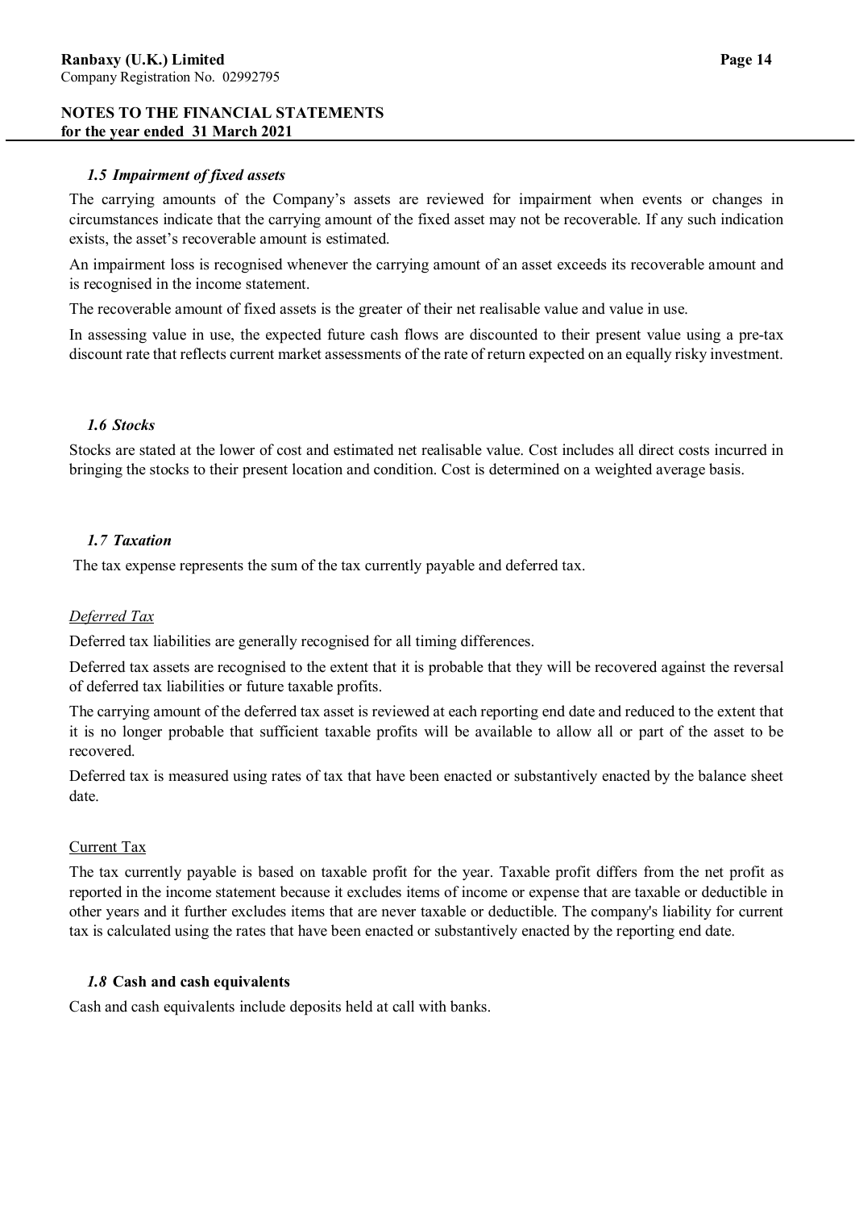### *1.5 Impairment of fixed assets*

The carrying amounts of the Company's assets are reviewed for impairment when events or changes in circumstances indicate that the carrying amount of the fixed asset may not be recoverable. If any such indication exists, the asset's recoverable amount is estimated.

An impairment loss is recognised whenever the carrying amount of an asset exceeds its recoverable amount and is recognised in the income statement.

The recoverable amount of fixed assets is the greater of their net realisable value and value in use.

In assessing value in use, the expected future cash flows are discounted to their present value using a pre-tax discount rate that reflects current market assessments of the rate of return expected on an equally risky investment.

### *1.6 Stocks*

Stocks are stated at the lower of cost and estimated net realisable value. Cost includes all direct costs incurred in bringing the stocks to their present location and condition. Cost is determined on a weighted average basis.

### *1.7 Taxation*

The tax expense represents the sum of the tax currently payable and deferred tax.

*Deferred Tax*

Deferred tax liabilities are generally recognised for all timing differences.

Deferred tax assets are recognised to the extent that it is probable that they will be recovered against the reversal of deferred tax liabilities or future taxable profits.

The carrying amount of the deferred tax asset is reviewed at each reporting end date and reduced to the extent that it is no longer probable that sufficient taxable profits will be available to allow all or part of the asset to be recovered.

Deferred tax is measured using rates of tax that have been enacted or substantively enacted by the balance sheet date.

Current Tax

The tax currently payable is based on taxable profit for the year. Taxable profit differs from the net profit as reported in the income statement because it excludes items of income or expense that are taxable or deductible in other years and it further excludes items that are never taxable or deductible. The company's liability for current tax is calculated using the rates that have been enacted or substantively enacted by the reporting end date.

### *1.8* Cash and cash equivalents

Cash and cash equivalents include deposits held at call with banks.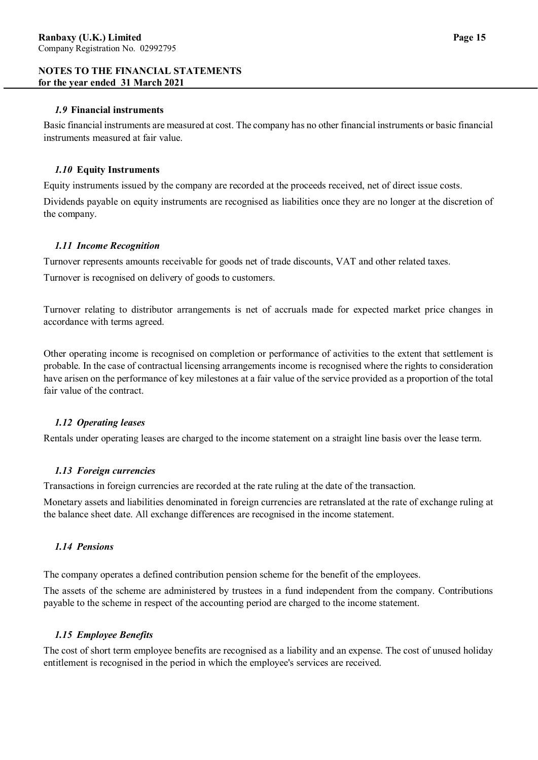## NOTES TO THE FINANCIAL STATEMENTS
**for the year ended 31 March 2021**

### *1.9* Financial instruments

Basic financial instruments are measured at cost. The company has no other financial instruments or basic financial instruments measured at fair value.

### *1.10* Equity Instruments

Equity instruments issued by the company are recorded at the proceeds received, net of direct issue costs.

Dividends payable on equity instruments are recognised as liabilities once they are no longer at the discretion of the company.

### *1.11 Income Recognition*

Turnover represents amounts receivable for goods net of trade discounts, VAT and other related taxes.

Turnover is recognised on delivery of goods to customers.

Turnover relating to distributor arrangements is net of accruals made for expected market price changes in accordance with terms agreed.

Other operating income is recognised on completion or performance of activities to the extent that settlement is probable. In the case of contractual licensing arrangements income is recognised where the rights to consideration have arisen on the performance of key milestones at a fair value of the service provided as a proportion of the total fair value of the contract.

### *1.12 Operating leases*

Rentals under operating leases are charged to the income statement on a straight line basis over the lease term.

### *1.13 Foreign currencies*

Transactions in foreign currencies are recorded at the rate ruling at the date of the transaction.

Monetary assets and liabilities denominated in foreign currencies are retranslated at the rate of exchange ruling at the balance sheet date. All exchange differences are recognised in the income statement.

### *1.14 Pensions*

The company operates a defined contribution pension scheme for the benefit of the employees.

The assets of the scheme are administered by trustees in a fund independent from the company. Contributions payable to the scheme in respect of the accounting period are charged to the income statement.

### *1.15 Employee Benefits*

The cost of short term employee benefits are recognised as a liability and an expense. The cost of unused holiday entitlement is recognised in the period in which the employee's services are received.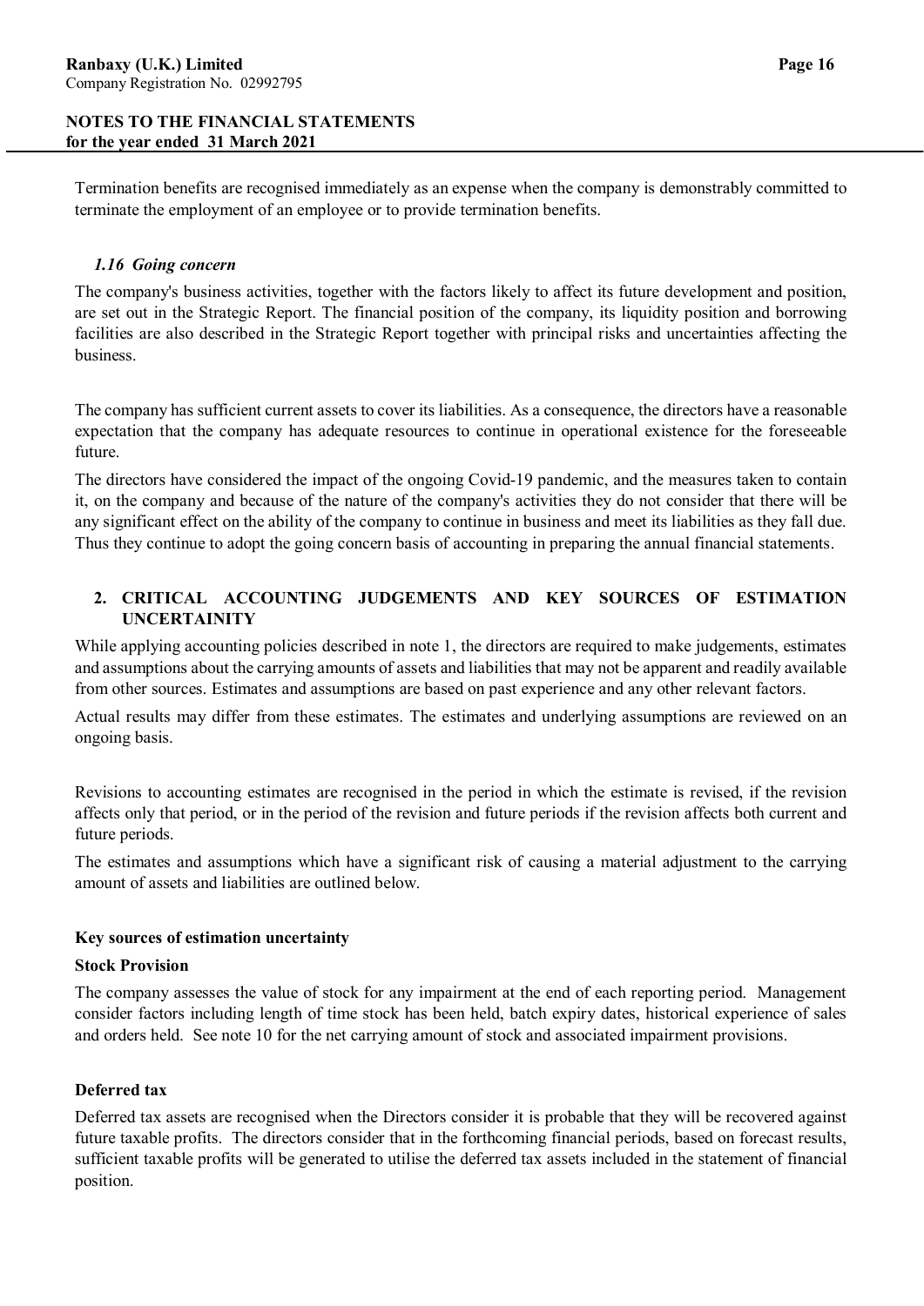Termination benefits are recognised immediately as an expense when the company is demonstrably committed to terminate the employment of an employee or to provide termination benefits.

### *1.16 Going concern*

The company's business activities, together with the factors likely to affect its future development and position, are set out in the Strategic Report. The financial position of the company, its liquidity position and borrowing facilities are also described in the Strategic Report together with principal risks and uncertainties affecting the business.

The company has sufficient current assets to cover its liabilities. As a consequence, the directors have a reasonable expectation that the company has adequate resources to continue in operational existence for the foreseeable future.

The directors have considered the impact of the ongoing Covid-19 pandemic, and the measures taken to contain it, on the company and because of the nature of the company's activities they do not consider that there will be any significant effect on the ability of the company to continue in business and meet its liabilities as they fall due. Thus they continue to adopt the going concern basis of accounting in preparing the annual financial statements.

## 2. CRITICAL ACCOUNTING JUDGEMENTS AND KEY SOURCES OF ESTIMATION UNCERTAINITY

While applying accounting policies described in note 1, the directors are required to make judgements, estimates and assumptions about the carrying amounts of assets and liabilities that may not be apparent and readily available from other sources. Estimates and assumptions are based on past experience and any other relevant factors.

Actual results may differ from these estimates. The estimates and underlying assumptions are reviewed on an ongoing basis.

Revisions to accounting estimates are recognised in the period in which the estimate is revised, if the revision affects only that period, or in the period of the revision and future periods if the revision affects both current and future periods.

The estimates and assumptions which have a significant risk of causing a material adjustment to the carrying amount of assets and liabilities are outlined below.

### Key sources of estimation uncertainty

**Stock Provision**

The company assesses the value of stock for any impairment at the end of each reporting period. Management consider factors including length of time stock has been held, batch expiry dates, historical experience of sales and orders held. See note 10 for the net carrying amount of stock and associated impairment provisions.

**Deferred tax**

Deferred tax assets are recognised when the Directors consider it is probable that they will be recovered against future taxable profits. The directors consider that in the forthcoming financial periods, based on forecast results, sufficient taxable profits will be generated to utilise the deferred tax assets included in the statement of financial position.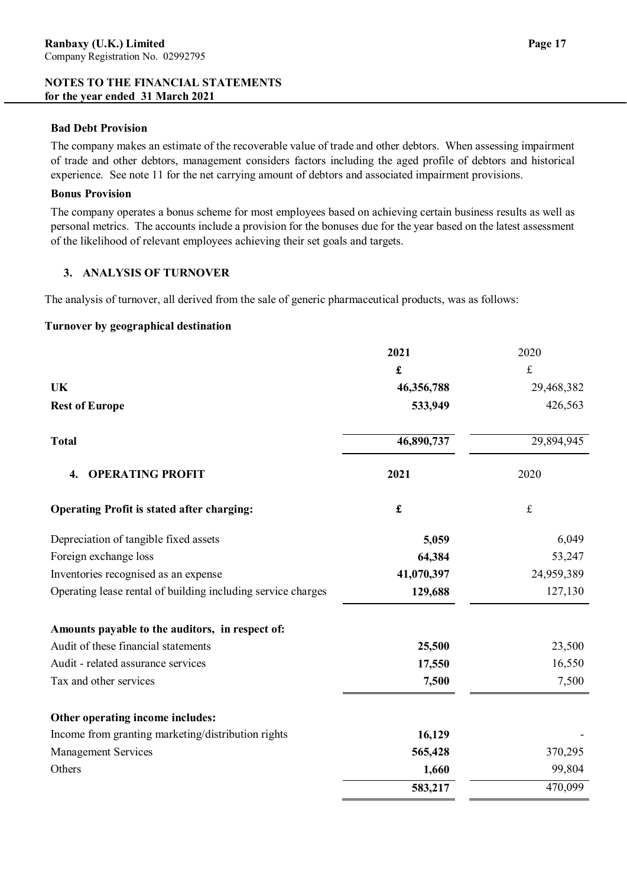### Bad Debt Provision

The company makes an estimate of the recoverable value of trade and other debtors. When assessing impairment of trade and other debtors, management considers factors including the aged profile of debtors and historical experience. See note 11 for the net carrying amount of debtors and associated impairment provisions.

### Bonus Provision

The company operates a bonus scheme for most employees based on achieving certain business results as well as personal metrics. The accounts include a provision for the bonuses due for the year based on the latest assessment of the likelihood of relevant employees achieving their set goals and targets.

## 3. ANALYSIS OF TURNOVER

The analysis of turnover, all derived from the sale of generic pharmaceutical products, was as follows:

**Turnover by geographical destination**

| | **2021** | 2020 |
|---|---|---|
| | **£** | £ |
| **UK** | **46,356,788** | 29,468,382 |
| **Rest of Europe** | **533,949** | 426,563 |
| **Total** | **46,890,737** | 29,894,945 |

## 4. OPERATING PROFIT

| | **2021** | 2020 |
|---|---|---|
| **Operating Profit is stated after charging:** | **£** | £ |
| Depreciation of tangible fixed assets | **5,059** | 6,049 |
| Foreign exchange loss | **64,384** | 53,247 |
| Inventories recognised as an expense | **41,070,397** | 24,959,389 |
| Operating lease rental of building including service charges | **129,688** | 127,130 |
| **Amounts payable to the auditors, in respect of:** | | |
| Audit of these financial statements | **25,500** | 23,500 |
| Audit - related assurance services | **17,550** | 16,550 |
| Tax and other services | **7,500** | 7,500 |
| **Other operating income includes:** | | |
| Income from granting marketing/distribution rights | **16,129** | - |
| Management Services | **565,428** | 370,295 |
| Others | **1,660** | 99,804 |
| | **583,217** | 470,099 |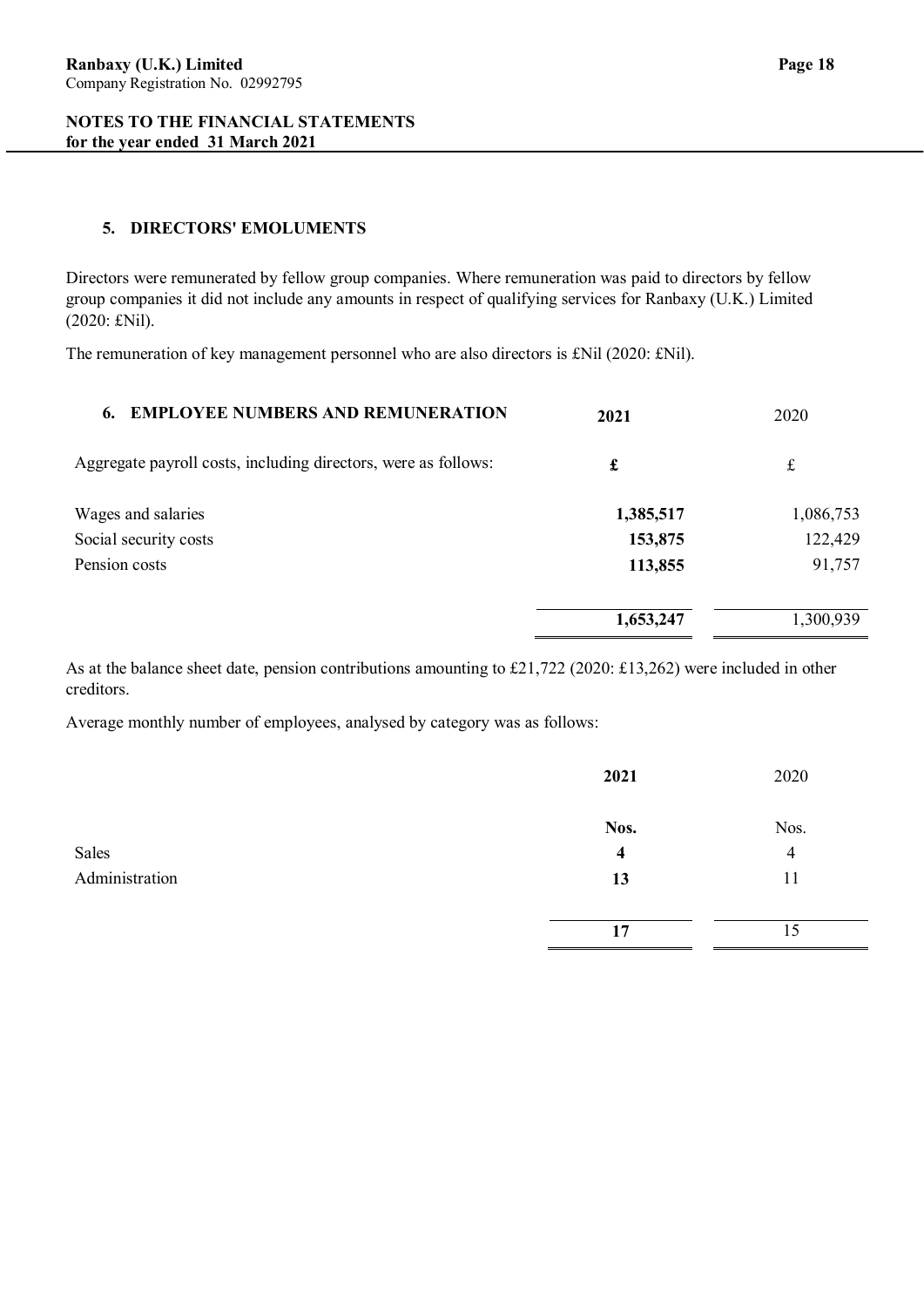## NOTES TO THE FINANCIAL STATEMENTS
**for the year ended 31 March 2021**

### 5. DIRECTORS' EMOLUMENTS

Directors were remunerated by fellow group companies. Where remuneration was paid to directors by fellow group companies it did not include any amounts in respect of qualifying services for Ranbaxy (U.K.) Limited (2020: £Nil).

The remuneration of key management personnel who are also directors is £Nil (2020: £Nil).

### 6. EMPLOYEE NUMBERS AND REMUNERATION

| Aggregate payroll costs, including directors, were as follows: | **2021** | 2020 |
|---|---|---|
| | **£** | £ |
| Wages and salaries | **1,385,517** | 1,086,753 |
| Social security costs | **153,875** | 122,429 |
| Pension costs | **113,855** | 91,757 |
| | **1,653,247** | 1,300,939 |

As at the balance sheet date, pension contributions amounting to £21,722 (2020: £13,262) were included in other creditors.

Average monthly number of employees, analysed by category was as follows:

| | **2021** | 2020 |
|---|---|---|
| | **Nos.** | Nos. |
| Sales | **4** | 4 |
| Administration | **13** | 11 |
| | **17** | 15 |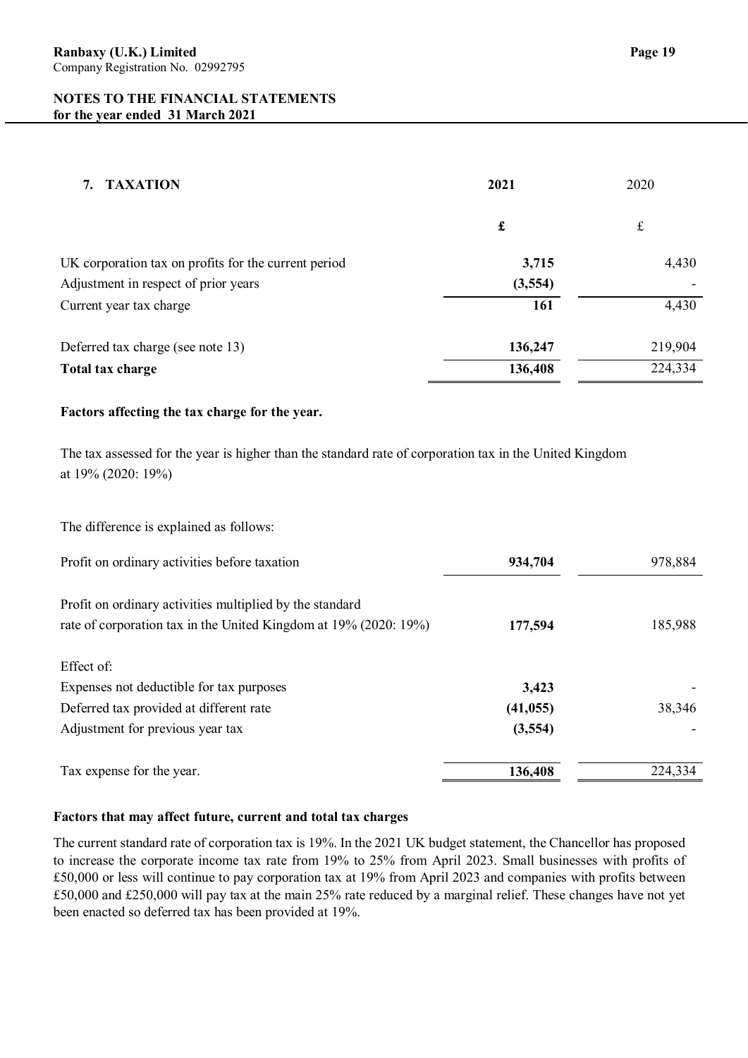**NOTES TO THE FINANCIAL STATEMENTS**
**for the year ended 31 March 2021**

## 7. TAXATION

| | 2021 | 2020 |
|---|---|---|
| | £ | £ |
| UK corporation tax on profits for the current period | 3,715 | 4,430 |
| Adjustment in respect of prior years | (3,554) | - |
| Current year tax charge | 161 | 4,430 |
| | | |
| Deferred tax charge (see note 13) | 136,247 | 219,904 |
| **Total tax charge** | **136,408** | 224,334 |

**Factors affecting the tax charge for the year.**

The tax assessed for the year is higher than the standard rate of corporation tax in the United Kingdom at 19% (2020: 19%)

The difference is explained as follows:

| | 2021 | 2020 |
|---|---|---|
| Profit on ordinary activities before taxation | 934,704 | 978,884 |
| | | |
| Profit on ordinary activities multiplied by the standard rate of corporation tax in the United Kingdom at 19% (2020: 19%) | 177,594 | 185,988 |
| | | |
| Effect of: | | |
| Expenses not deductible for tax purposes | 3,423 | - |
| Deferred tax provided at different rate | (41,055) | 38,346 |
| Adjustment for previous year tax | (3,554) | - |
| | | |
| Tax expense for the year. | 136,408 | 224,334 |

**Factors that may affect future, current and total tax charges**

The current standard rate of corporation tax is 19%. In the 2021 UK budget statement, the Chancellor has proposed to increase the corporate income tax rate from 19% to 25% from April 2023. Small businesses with profits of £50,000 or less will continue to pay corporation tax at 19% from April 2023 and companies with profits between £50,000 and £250,000 will pay tax at the main 25% rate reduced by a marginal relief. These changes have not yet been enacted so deferred tax has been provided at 19%.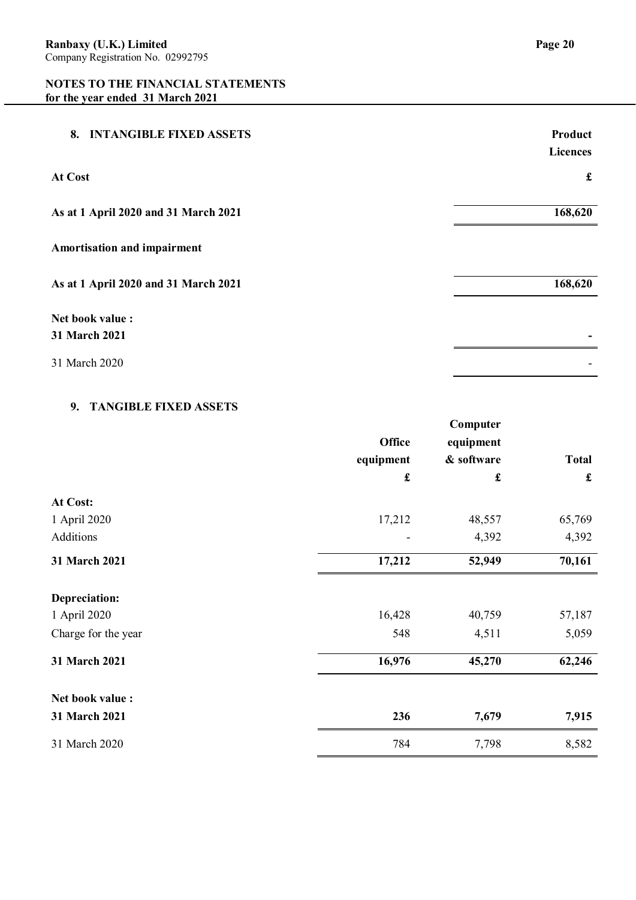**Ranbaxy (U.K.) Limited**
Company Registration No. 02992795

**NOTES TO THE FINANCIAL STATEMENTS**
**for the year ended 31 March 2021**

## 8. INTANGIBLE FIXED ASSETS

| | Product Licences |
|---|---|
| **At Cost** | **£** |
| **As at 1 April 2020 and 31 March 2021** | **168,620** |
| **Amortisation and impairment** | |
| **As at 1 April 2020 and 31 March 2021** | **168,620** |
| **Net book value :** | |
| **31 March 2021** | **-** |
| 31 March 2020 | - |

## 9. TANGIBLE FIXED ASSETS

| | Office equipment | Computer equipment & software | Total |
|---|---|---|---|
| | £ | £ | £ |
| **At Cost:** | | | |
| 1 April 2020 | 17,212 | 48,557 | 65,769 |
| Additions | - | 4,392 | 4,392 |
| **31 March 2021** | **17,212** | **52,949** | **70,161** |
| **Depreciation:** | | | |
| 1 April 2020 | 16,428 | 40,759 | 57,187 |
| Charge for the year | 548 | 4,511 | 5,059 |
| **31 March 2021** | **16,976** | **45,270** | **62,246** |
| **Net book value :** | | | |
| **31 March 2021** | **236** | **7,679** | **7,915** |
| 31 March 2020 | 784 | 7,798 | 8,582 |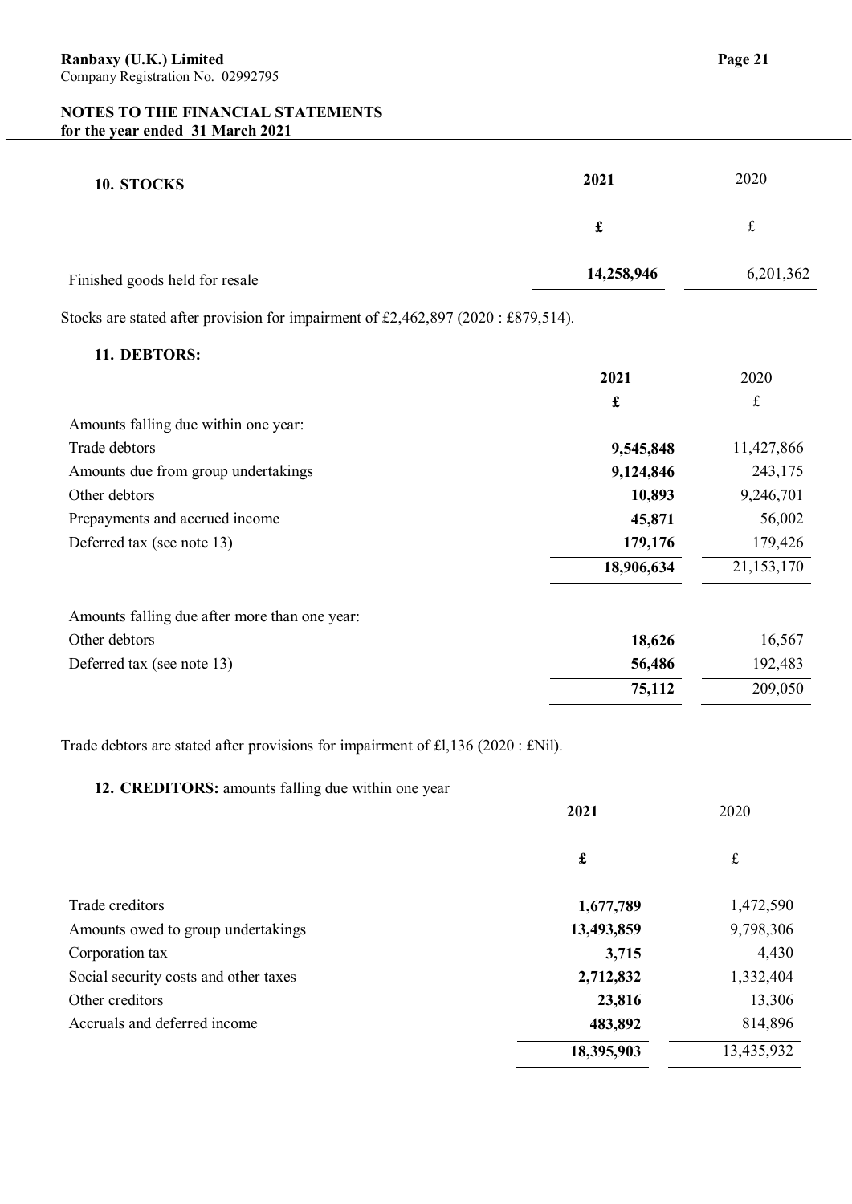Ranbaxy (U.K.) Limited
Company Registration No. 02992795

**NOTES TO THE FINANCIAL STATEMENTS**
**for the year ended 31 March 2021**

## 10. STOCKS

| | 2021 | 2020 |
|---|---|---|
| | £ | £ |
| Finished goods held for resale | **14,258,946** | 6,201,362 |

Stocks are stated after provision for impairment of £2,462,897 (2020 : £879,514).

## 11. DEBTORS:

| | 2021 | 2020 |
|---|---|---|
| | £ | £ |
| Amounts falling due within one year: | | |
| Trade debtors | **9,545,848** | 11,427,866 |
| Amounts due from group undertakings | **9,124,846** | 243,175 |
| Other debtors | **10,893** | 9,246,701 |
| Prepayments and accrued income | **45,871** | 56,002 |
| Deferred tax (see note 13) | **179,176** | 179,426 |
| | **18,906,634** | 21,153,170 |
| Amounts falling due after more than one year: | | |
| Other debtors | **18,626** | 16,567 |
| Deferred tax (see note 13) | **56,486** | 192,483 |
| | **75,112** | 209,050 |

Trade debtors are stated after provisions for impairment of £l,136 (2020 : £Nil).

## 12. CREDITORS: amounts falling due within one year

| | 2021 | 2020 |
|---|---|---|
| | £ | £ |
| Trade creditors | **1,677,789** | 1,472,590 |
| Amounts owed to group undertakings | **13,493,859** | 9,798,306 |
| Corporation tax | **3,715** | 4,430 |
| Social security costs and other taxes | **2,712,832** | 1,332,404 |
| Other creditors | **23,816** | 13,306 |
| Accruals and deferred income | **483,892** | 814,896 |
| | **18,395,903** | 13,435,932 |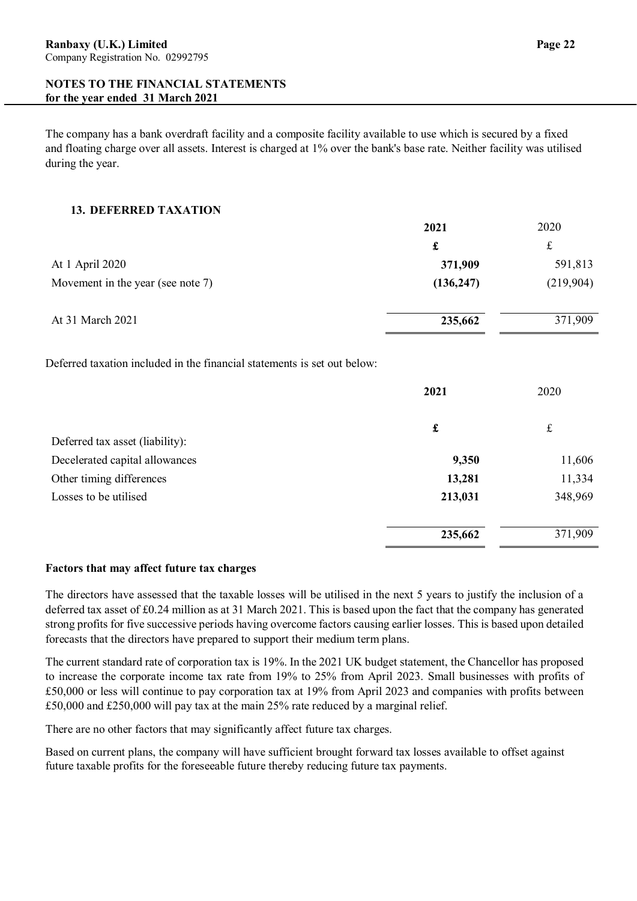The company has a bank overdraft facility and a composite facility available to use which is secured by a fixed and floating charge over all assets. Interest is charged at 1% over the bank's base rate. Neither facility was utilised during the year.

### 13. DEFERRED TAXATION

| | **2021** | 2020 |
|---|---|---|
| | **£** | £ |
| At 1 April 2020 | **371,909** | 591,813 |
| Movement in the year (see note 7) | **(136,247)** | (219,904) |
| At 31 March 2021 | **235,662** | 371,909 |

Deferred taxation included in the financial statements is set out below:

| | **2021** | 2020 |
|---|---|---|
| | **£** | £ |
| Deferred tax asset (liability): | | |
| Decelerated capital allowances | **9,350** | 11,606 |
| Other timing differences | **13,281** | 11,334 |
| Losses to be utilised | **213,031** | 348,969 |
| | **235,662** | 371,909 |

**Factors that may affect future tax charges**

The directors have assessed that the taxable losses will be utilised in the next 5 years to justify the inclusion of a deferred tax asset of £0.24 million as at 31 March 2021. This is based upon the fact that the company has generated strong profits for five successive periods having overcome factors causing earlier losses. This is based upon detailed forecasts that the directors have prepared to support their medium term plans.

The current standard rate of corporation tax is 19%. In the 2021 UK budget statement, the Chancellor has proposed to increase the corporate income tax rate from 19% to 25% from April 2023. Small businesses with profits of £50,000 or less will continue to pay corporation tax at 19% from April 2023 and companies with profits between £50,000 and £250,000 will pay tax at the main 25% rate reduced by a marginal relief.

There are no other factors that may significantly affect future tax charges.

Based on current plans, the company will have sufficient brought forward tax losses available to offset against future taxable profits for the foreseeable future thereby reducing future tax payments.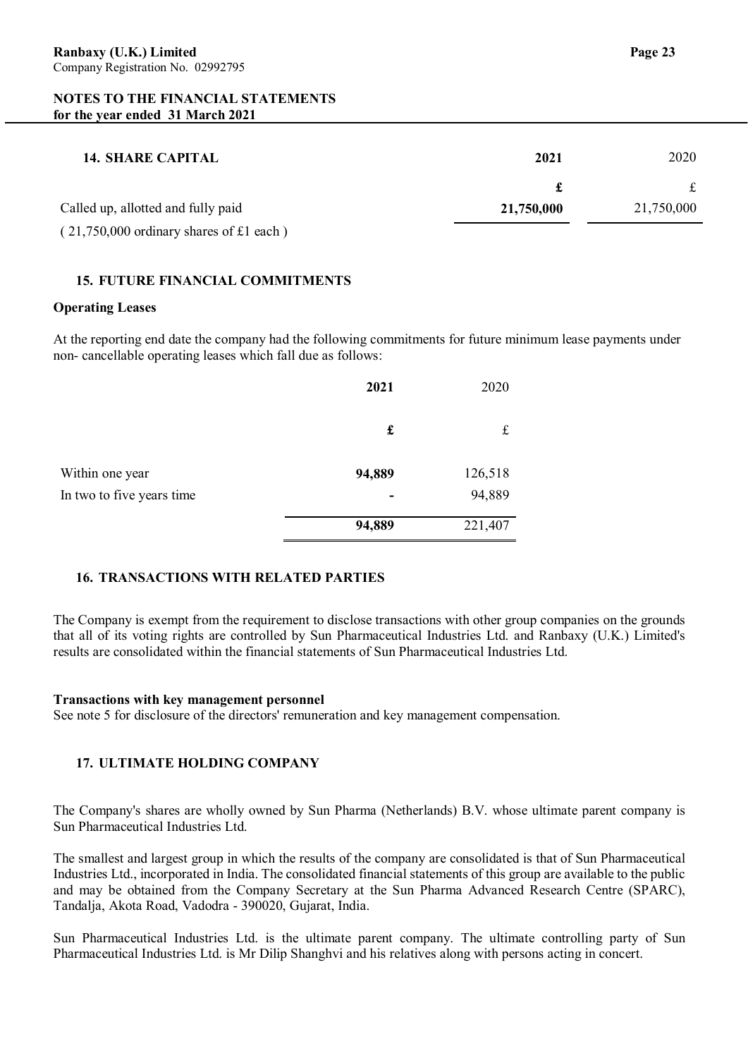## 14. SHARE CAPITAL

| | **2021** | 2020 |
|---|---|---|
| | **£** | £ |
| Called up, allotted and fully paid | **21,750,000** | 21,750,000 |
| ( 21,750,000 ordinary shares of £1 each ) | | |

## 15. FUTURE FINANCIAL COMMITMENTS

**Operating Leases**

At the reporting end date the company had the following commitments for future minimum lease payments under non- cancellable operating leases which fall due as follows:

| | **2021** | 2020 |
|---|---|---|
| | **£** | £ |
| Within one year | **94,889** | 126,518 |
| In two to five years time | **-** | 94,889 |
| | **94,889** | 221,407 |

## 16. TRANSACTIONS WITH RELATED PARTIES

The Company is exempt from the requirement to disclose transactions with other group companies on the grounds that all of its voting rights are controlled by Sun Pharmaceutical Industries Ltd. and Ranbaxy (U.K.) Limited's results are consolidated within the financial statements of Sun Pharmaceutical Industries Ltd.

**Transactions with key management personnel**

See note 5 for disclosure of the directors' remuneration and key management compensation.

## 17. ULTIMATE HOLDING COMPANY

The Company's shares are wholly owned by Sun Pharma (Netherlands) B.V. whose ultimate parent company is Sun Pharmaceutical Industries Ltd.

The smallest and largest group in which the results of the company are consolidated is that of Sun Pharmaceutical Industries Ltd., incorporated in India. The consolidated financial statements of this group are available to the public and may be obtained from the Company Secretary at the Sun Pharma Advanced Research Centre (SPARC), Tandalja, Akota Road, Vadodra - 390020, Gujarat, India.

Sun Pharmaceutical Industries Ltd. is the ultimate parent company. The ultimate controlling party of Sun Pharmaceutical Industries Ltd. is Mr Dilip Shanghvi and his relatives along with persons acting in concert.